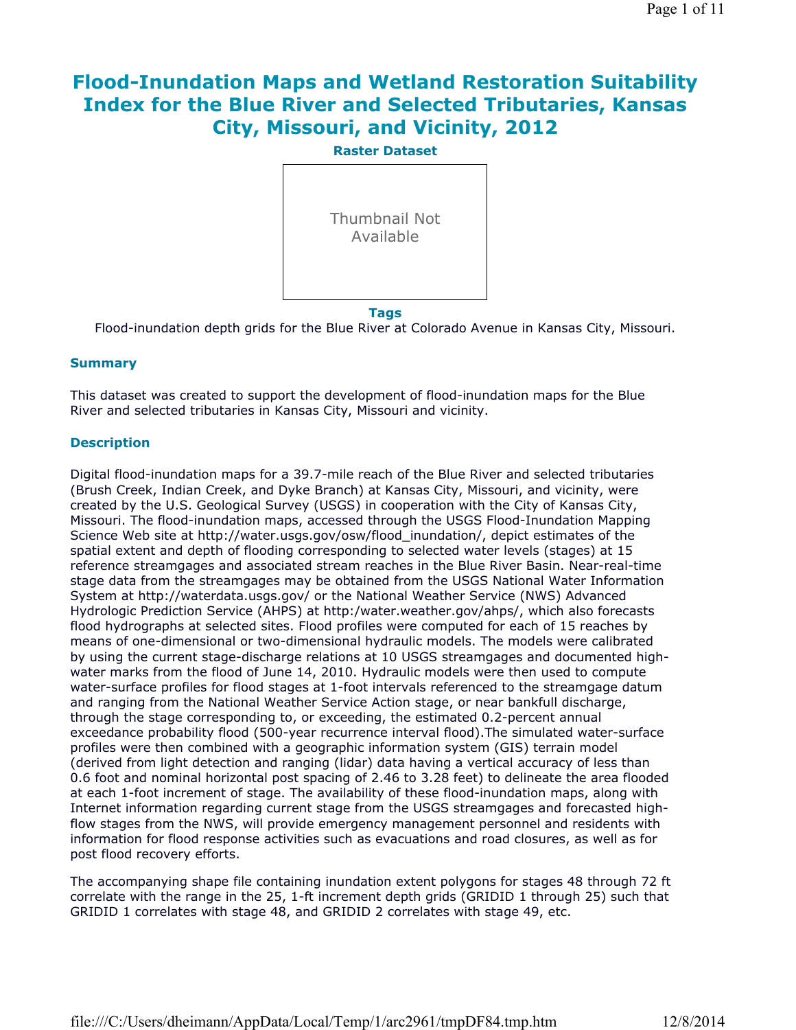# Flood-Inundation Maps and Wetland Restoration Suitability Index for the Blue River and Selected Tributaries, Kansas City, Missouri, and Vicinity, 2012

**Raster Dataset**

Thumbnail Not Available

**Tags**

Flood-inundation depth grids for the Blue River at Colorado Avenue in Kansas City, Missouri.

### Summary

This dataset was created to support the development of flood-inundation maps for the Blue River and selected tributaries in Kansas City, Missouri and vicinity.

### Description

Digital flood-inundation maps for a 39.7-mile reach of the Blue River and selected tributaries (Brush Creek, Indian Creek, and Dyke Branch) at Kansas City, Missouri, and vicinity, were created by the U.S. Geological Survey (USGS) in cooperation with the City of Kansas City, Missouri. The flood-inundation maps, accessed through the USGS Flood-Inundation Mapping Science Web site at http://water.usgs.gov/osw/flood_inundation/, depict estimates of the spatial extent and depth of flooding corresponding to selected water levels (stages) at 15 reference streamgages and associated stream reaches in the Blue River Basin. Near-real-time stage data from the streamgages may be obtained from the USGS National Water Information System at http://waterdata.usgs.gov/ or the National Weather Service (NWS) Advanced Hydrologic Prediction Service (AHPS) at http:/water.weather.gov/ahps/, which also forecasts flood hydrographs at selected sites. Flood profiles were computed for each of 15 reaches by means of one-dimensional or two-dimensional hydraulic models. The models were calibrated by using the current stage-discharge relations at 10 USGS streamgages and documented high-water marks from the flood of June 14, 2010. Hydraulic models were then used to compute water-surface profiles for flood stages at 1-foot intervals referenced to the streamgage datum and ranging from the National Weather Service Action stage, or near bankfull discharge, through the stage corresponding to, or exceeding, the estimated 0.2-percent annual exceedance probability flood (500-year recurrence interval flood).The simulated water-surface profiles were then combined with a geographic information system (GIS) terrain model (derived from light detection and ranging (lidar) data having a vertical accuracy of less than 0.6 foot and nominal horizontal post spacing of 2.46 to 3.28 feet) to delineate the area flooded at each 1-foot increment of stage. The availability of these flood-inundation maps, along with Internet information regarding current stage from the USGS streamgages and forecasted high-flow stages from the NWS, will provide emergency management personnel and residents with information for flood response activities such as evacuations and road closures, as well as for post flood recovery efforts.

The accompanying shape file containing inundation extent polygons for stages 48 through 72 ft correlate with the range in the 25, 1-ft increment depth grids (GRIDID 1 through 25) such that GRIDID 1 correlates with stage 48, and GRIDID 2 correlates with stage 49, etc.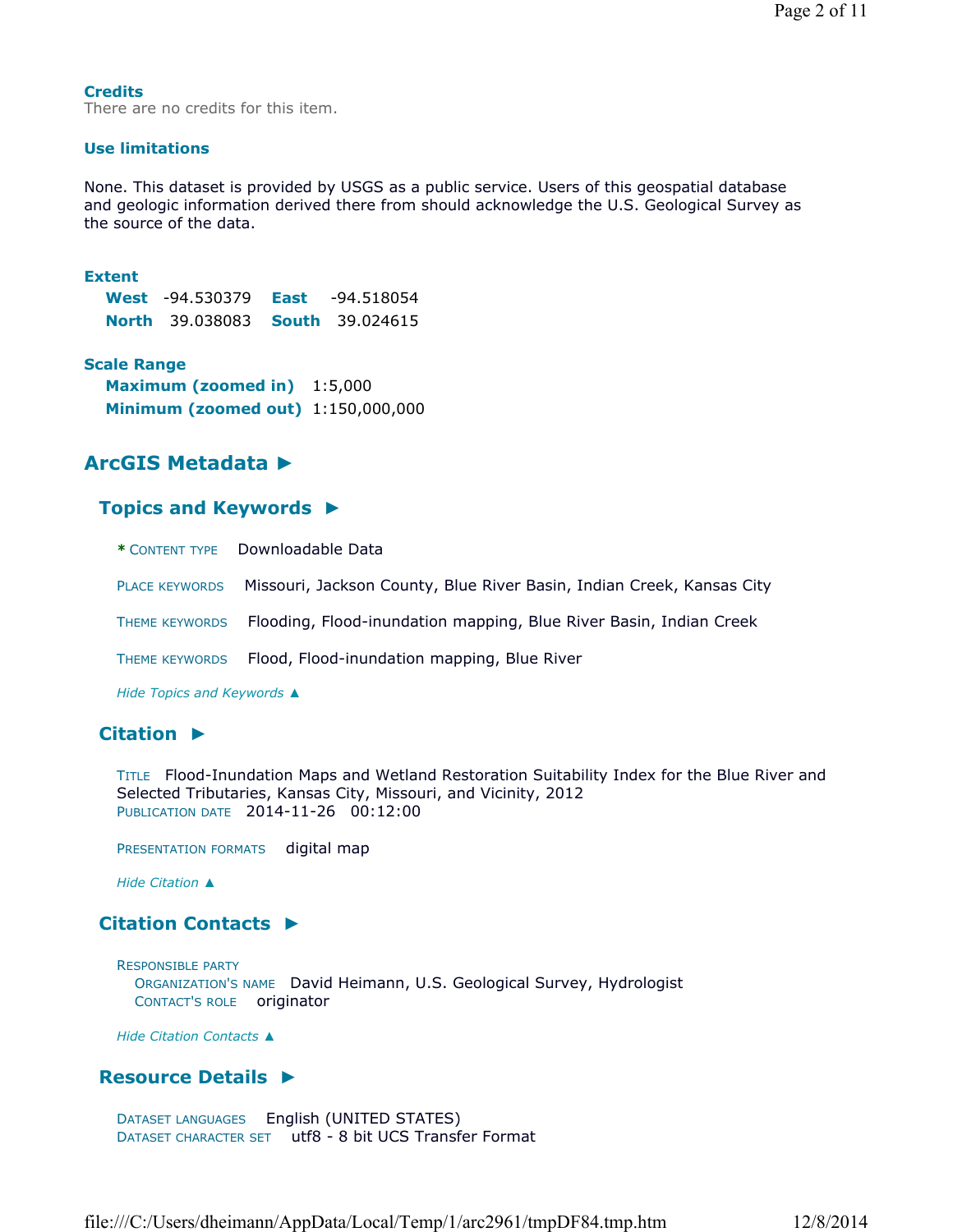### Credits

There are no credits for this item.

### Use limitations

None. This dataset is provided by USGS as a public service. Users of this geospatial database and geologic information derived there from should acknowledge the U.S. Geological Survey as the source of the data.

### Extent

**West** -94.530379 **East** -94.518054
**North** 39.038083 **South** 39.024615

### Scale Range

**Maximum (zoomed in)** 1:5,000
**Minimum (zoomed out)** 1:150,000,000

## ArcGIS Metadata ►

### Topics and Keywords ►

\* CONTENT TYPE Downloadable Data

PLACE KEYWORDS Missouri, Jackson County, Blue River Basin, Indian Creek, Kansas City

THEME KEYWORDS Flooding, Flood-inundation mapping, Blue River Basin, Indian Creek

THEME KEYWORDS Flood, Flood-inundation mapping, Blue River

*Hide Topics and Keywords ▲*

### Citation ►

TITLE Flood-Inundation Maps and Wetland Restoration Suitability Index for the Blue River and Selected Tributaries, Kansas City, Missouri, and Vicinity, 2012
PUBLICATION DATE 2014-11-26 00:12:00

PRESENTATION FORMATS digital map

*Hide Citation ▲*

### Citation Contacts ►

RESPONSIBLE PARTY
ORGANIZATION'S NAME David Heimann, U.S. Geological Survey, Hydrologist
CONTACT'S ROLE originator

*Hide Citation Contacts ▲*

### Resource Details ►

DATASET LANGUAGES English (UNITED STATES)
DATASET CHARACTER SET utf8 - 8 bit UCS Transfer Format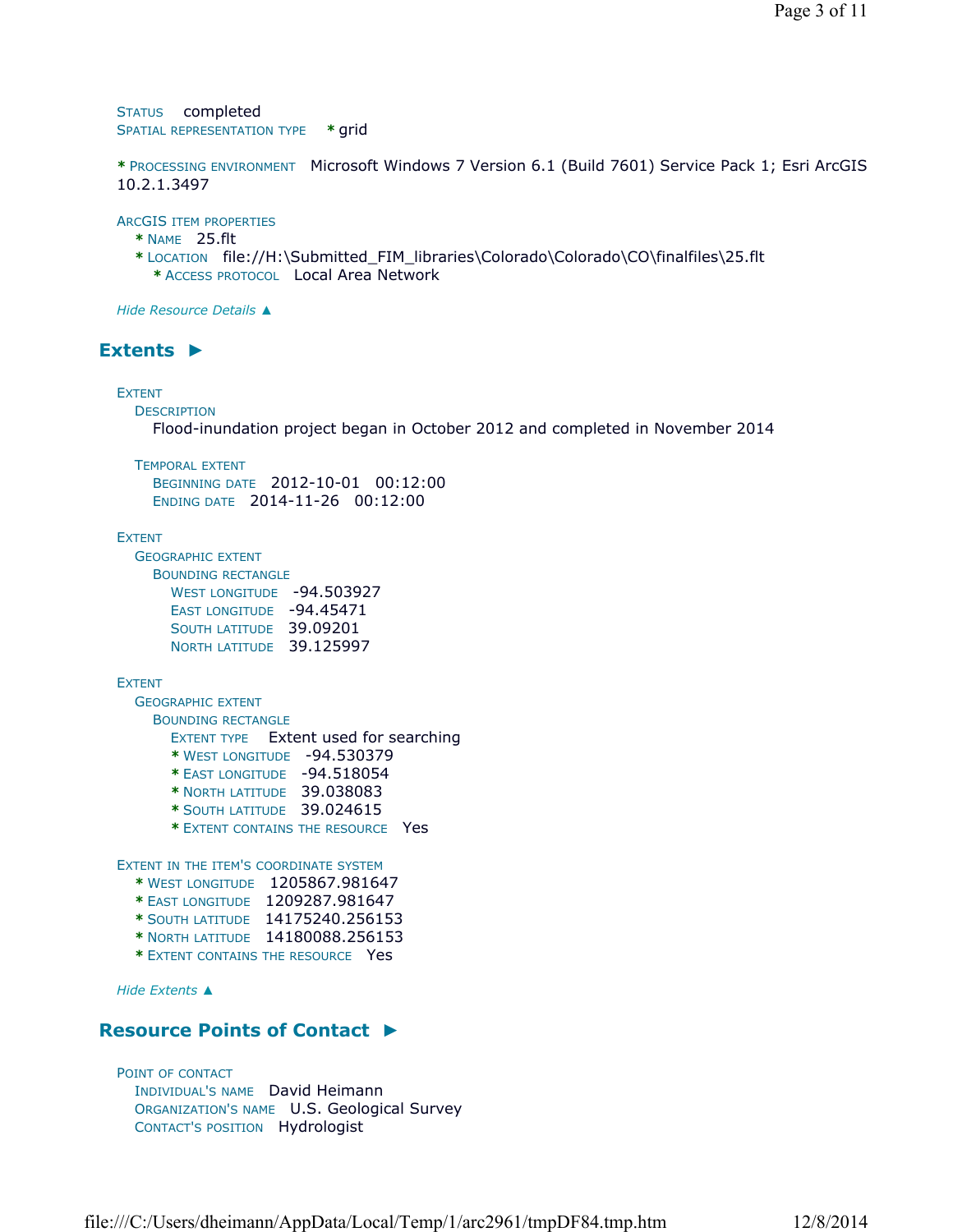STATUS completed
SPATIAL REPRESENTATION TYPE * grid

* PROCESSING ENVIRONMENT Microsoft Windows 7 Version 6.1 (Build 7601) Service Pack 1; Esri ArcGIS 10.2.1.3497

ARCGIS ITEM PROPERTIES
- * NAME 25.flt
- * LOCATION file://H:\Submitted_FIM_libraries\Colorado\Colorado\CO\finalfiles\25.flt
  - * ACCESS PROTOCOL Local Area Network

*Hide Resource Details ▲*

## Extents ►

EXTENT
- DESCRIPTION
  - Flood-inundation project began in October 2012 and completed in November 2014
- TEMPORAL EXTENT
  - BEGINNING DATE 2012-10-01 00:12:00
  - ENDING DATE 2014-11-26 00:12:00

EXTENT
- GEOGRAPHIC EXTENT
  - BOUNDING RECTANGLE
    - WEST LONGITUDE -94.503927
    - EAST LONGITUDE -94.45471
    - SOUTH LATITUDE 39.09201
    - NORTH LATITUDE 39.125997

EXTENT
- GEOGRAPHIC EXTENT
  - BOUNDING RECTANGLE
    - EXTENT TYPE Extent used for searching
    - * WEST LONGITUDE -94.530379
    - * EAST LONGITUDE -94.518054
    - * NORTH LATITUDE 39.038083
    - * SOUTH LATITUDE 39.024615
    - * EXTENT CONTAINS THE RESOURCE Yes

EXTENT IN THE ITEM'S COORDINATE SYSTEM
- * WEST LONGITUDE 1205867.981647
- * EAST LONGITUDE 1209287.981647
- * SOUTH LATITUDE 14175240.256153
- * NORTH LATITUDE 14180088.256153
- * EXTENT CONTAINS THE RESOURCE Yes

*Hide Extents ▲*

## Resource Points of Contact ►

POINT OF CONTACT
- INDIVIDUAL'S NAME David Heimann
- ORGANIZATION'S NAME U.S. Geological Survey
- CONTACT'S POSITION Hydrologist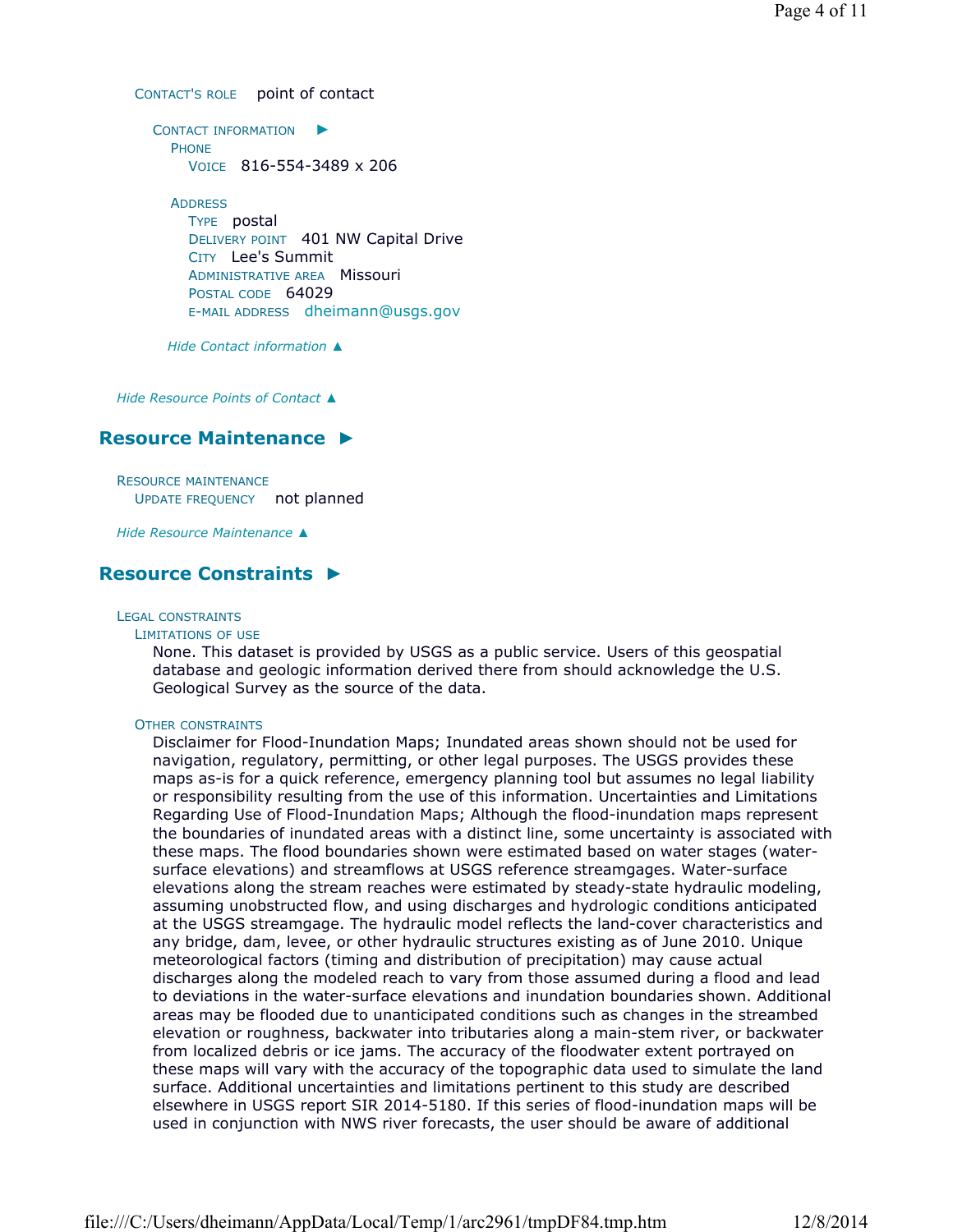CONTACT'S ROLE point of contact

CONTACT INFORMATION ►

PHONE

VOICE 816-554-3489 x 206

ADDRESS

TYPE postal

DELIVERY POINT 401 NW Capital Drive

CITY Lee's Summit

ADMINISTRATIVE AREA Missouri

POSTAL CODE 64029

E-MAIL ADDRESS dheimann@usgs.gov

*Hide Contact information ▲*

*Hide Resource Points of Contact ▲*

## Resource Maintenance ►

RESOURCE MAINTENANCE

UPDATE FREQUENCY not planned

*Hide Resource Maintenance ▲*

## Resource Constraints ►

LEGAL CONSTRAINTS

LIMITATIONS OF USE

None. This dataset is provided by USGS as a public service. Users of this geospatial database and geologic information derived there from should acknowledge the U.S. Geological Survey as the source of the data.

OTHER CONSTRAINTS

Disclaimer for Flood-Inundation Maps; Inundated areas shown should not be used for navigation, regulatory, permitting, or other legal purposes. The USGS provides these maps as-is for a quick reference, emergency planning tool but assumes no legal liability or responsibility resulting from the use of this information. Uncertainties and Limitations Regarding Use of Flood-Inundation Maps; Although the flood-inundation maps represent the boundaries of inundated areas with a distinct line, some uncertainty is associated with these maps. The flood boundaries shown were estimated based on water stages (water-surface elevations) and streamflows at USGS reference streamgages. Water-surface elevations along the stream reaches were estimated by steady-state hydraulic modeling, assuming unobstructed flow, and using discharges and hydrologic conditions anticipated at the USGS streamgage. The hydraulic model reflects the land-cover characteristics and any bridge, dam, levee, or other hydraulic structures existing as of June 2010. Unique meteorological factors (timing and distribution of precipitation) may cause actual discharges along the modeled reach to vary from those assumed during a flood and lead to deviations in the water-surface elevations and inundation boundaries shown. Additional areas may be flooded due to unanticipated conditions such as changes in the streambed elevation or roughness, backwater into tributaries along a main-stem river, or backwater from localized debris or ice jams. The accuracy of the floodwater extent portrayed on these maps will vary with the accuracy of the topographic data used to simulate the land surface. Additional uncertainties and limitations pertinent to this study are described elsewhere in USGS report SIR 2014-5180. If this series of flood-inundation maps will be used in conjunction with NWS river forecasts, the user should be aware of additional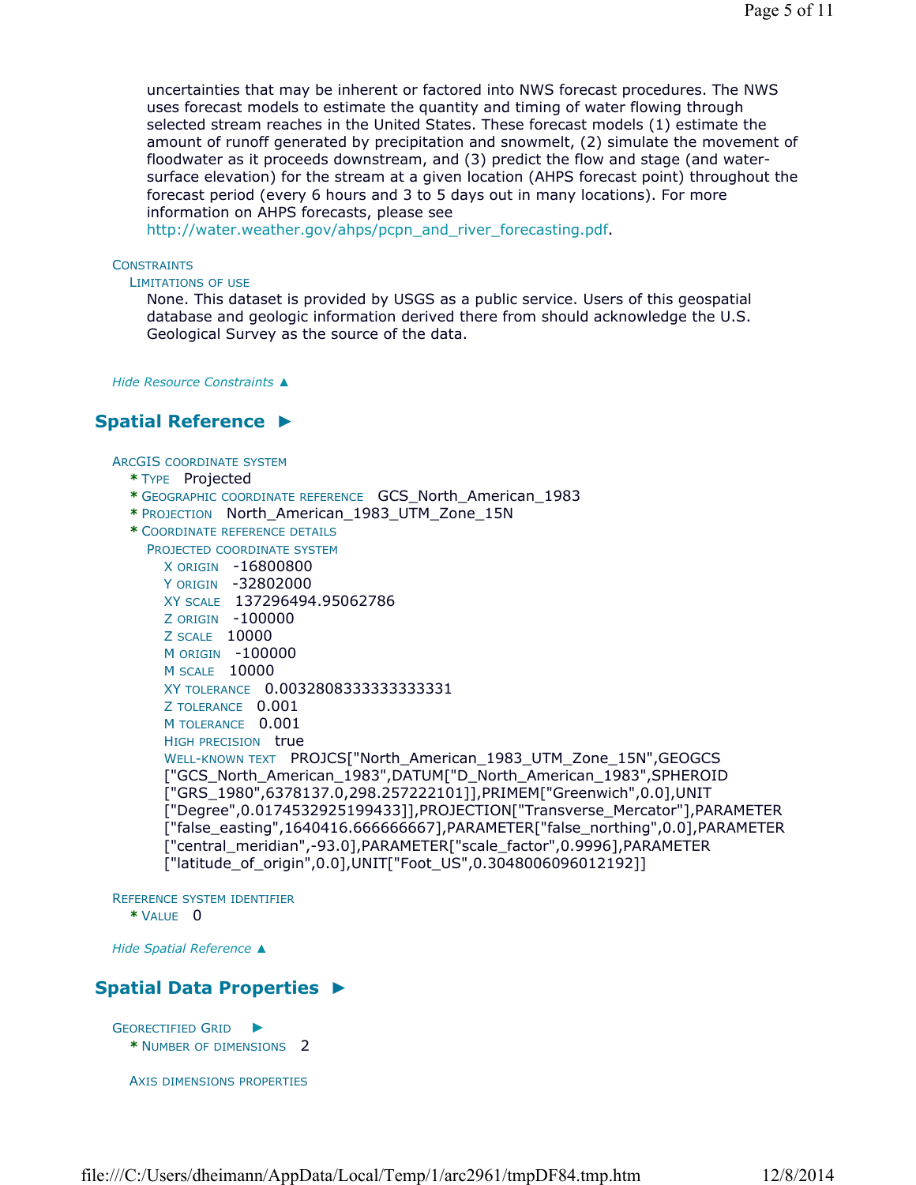uncertainties that may be inherent or factored into NWS forecast procedures. The NWS uses forecast models to estimate the quantity and timing of water flowing through selected stream reaches in the United States. These forecast models (1) estimate the amount of runoff generated by precipitation and snowmelt, (2) simulate the movement of floodwater as it proceeds downstream, and (3) predict the flow and stage (and water-surface elevation) for the stream at a given location (AHPS forecast point) throughout the forecast period (every 6 hours and 3 to 5 days out in many locations). For more information on AHPS forecasts, please see http://water.weather.gov/ahps/pcpn_and_river_forecasting.pdf.

CONSTRAINTS

LIMITATIONS OF USE

None. This dataset is provided by USGS as a public service. Users of this geospatial database and geologic information derived there from should acknowledge the U.S. Geological Survey as the source of the data.

*Hide Resource Constraints ▲*

## Spatial Reference ►

ARCGIS COORDINATE SYSTEM

- * TYPE Projected
- * GEOGRAPHIC COORDINATE REFERENCE GCS_North_American_1983
- * PROJECTION North_American_1983_UTM_Zone_15N
- * COORDINATE REFERENCE DETAILS

PROJECTED COORDINATE SYSTEM

- X ORIGIN -16800800
- Y ORIGIN -32802000
- XY SCALE 137296494.95062786
- Z ORIGIN -100000
- Z SCALE 10000
- M ORIGIN -100000
- M SCALE 10000
- XY TOLERANCE 0.0032808333333333331
- Z TOLERANCE 0.001
- M TOLERANCE 0.001
- HIGH PRECISION true
- WELL-KNOWN TEXT PROJCS["North_American_1983_UTM_Zone_15N",GEOGCS ["GCS_North_American_1983",DATUM["D_North_American_1983",SPHEROID ["GRS_1980",6378137.0,298.257222101]],PRIMEM["Greenwich",0.0],UNIT ["Degree",0.0174532925199433]],PROJECTION["Transverse_Mercator"],PARAMETER ["false_easting",1640416.666666667],PARAMETER["false_northing",0.0],PARAMETER ["central_meridian",-93.0],PARAMETER["scale_factor",0.9996],PARAMETER ["latitude_of_origin",0.0],UNIT["Foot_US",0.3048006096012192]]

REFERENCE SYSTEM IDENTIFIER

- * VALUE 0

*Hide Spatial Reference ▲*

## Spatial Data Properties ►

GEORECTIFIED GRID ►

- * NUMBER OF DIMENSIONS 2

AXIS DIMENSIONS PROPERTIES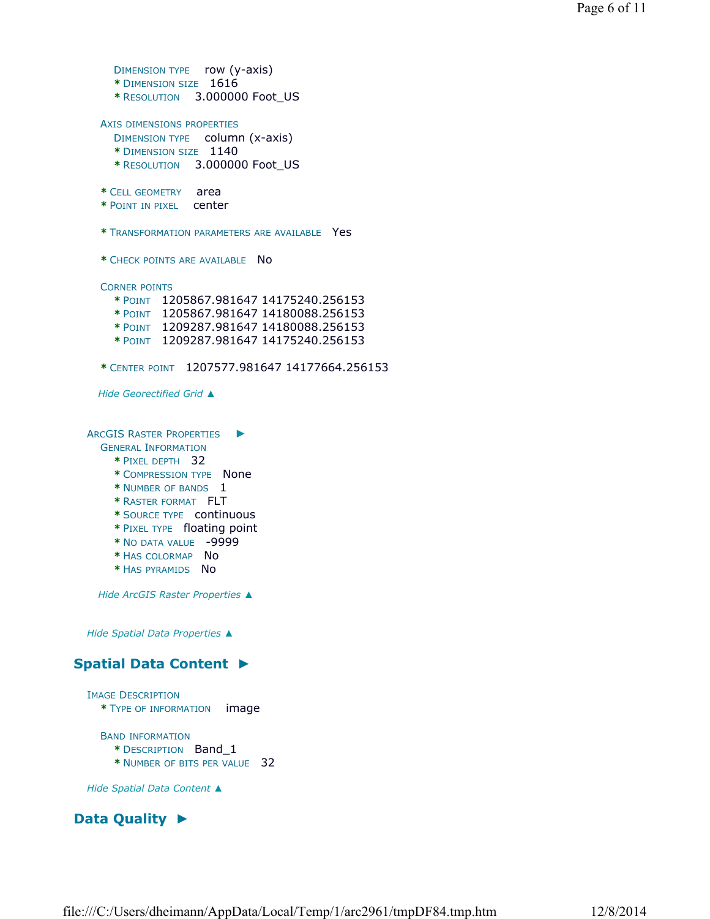Dimension type row (y-axis)
* Dimension size 1616
* Resolution 3.000000 Foot_US

Axis dimensions properties
Dimension type column (x-axis)
* Dimension size 1140
* Resolution 3.000000 Foot_US

* Cell geometry area
* Point in pixel center

* Transformation parameters are available Yes

* Check points are available No

Corner points
* Point 1205867.981647 14175240.256153
* Point 1205867.981647 14180088.256153
* Point 1209287.981647 14180088.256153
* Point 1209287.981647 14175240.256153

* Center point 1207577.981647 14177664.256153

*Hide Georectified Grid ▲*

ArcGIS Raster Properties ►
General Information
* Pixel depth 32
* Compression type None
* Number of bands 1
* Raster format FLT
* Source type continuous
* Pixel type floating point
* No data value -9999
* Has colormap No
* Has pyramids No

*Hide ArcGIS Raster Properties ▲*

*Hide Spatial Data Properties ▲*

## Spatial Data Content ►

Image Description
* Type of information image

Band information
* Description Band_1
* Number of bits per value 32

*Hide Spatial Data Content ▲*

## Data Quality ►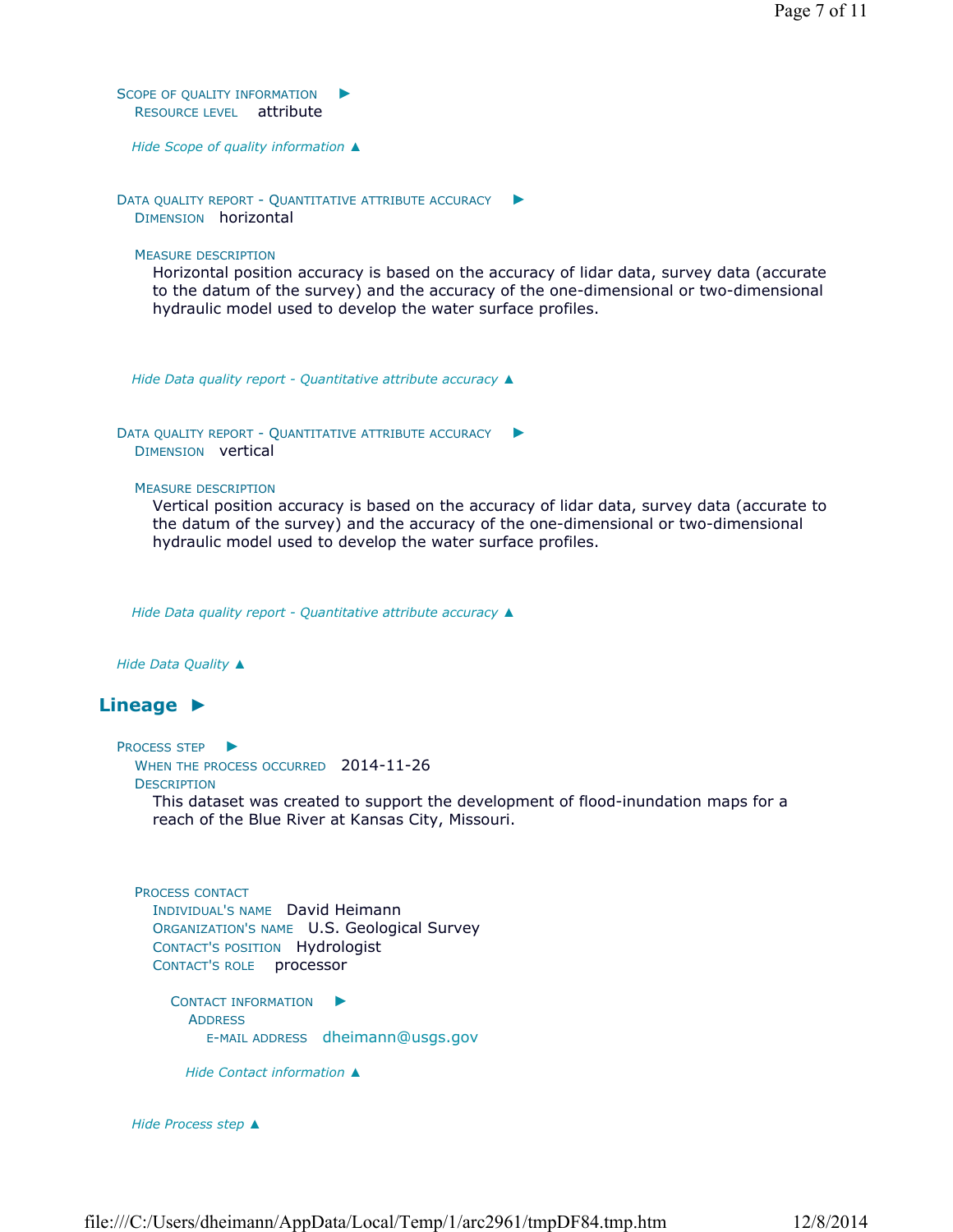SCOPE OF QUALITY INFORMATION ►

RESOURCE LEVEL attribute

*Hide Scope of quality information ▲*

DATA QUALITY REPORT - QUANTITATIVE ATTRIBUTE ACCURACY ►

DIMENSION horizontal

MEASURE DESCRIPTION

Horizontal position accuracy is based on the accuracy of lidar data, survey data (accurate to the datum of the survey) and the accuracy of the one-dimensional or two-dimensional hydraulic model used to develop the water surface profiles.

*Hide Data quality report - Quantitative attribute accuracy ▲*

DATA QUALITY REPORT - QUANTITATIVE ATTRIBUTE ACCURACY ►

DIMENSION vertical

MEASURE DESCRIPTION

Vertical position accuracy is based on the accuracy of lidar data, survey data (accurate to the datum of the survey) and the accuracy of the one-dimensional or two-dimensional hydraulic model used to develop the water surface profiles.

*Hide Data quality report - Quantitative attribute accuracy ▲*

*Hide Data Quality ▲*

## Lineage ►

PROCESS STEP ►

WHEN THE PROCESS OCCURRED 2014-11-26

DESCRIPTION

This dataset was created to support the development of flood-inundation maps for a reach of the Blue River at Kansas City, Missouri.

PROCESS CONTACT

INDIVIDUAL'S NAME David Heimann

ORGANIZATION'S NAME U.S. Geological Survey

CONTACT'S POSITION Hydrologist

CONTACT'S ROLE processor

CONTACT INFORMATION ►

ADDRESS

E-MAIL ADDRESS dheimann@usgs.gov

*Hide Contact information ▲*

*Hide Process step ▲*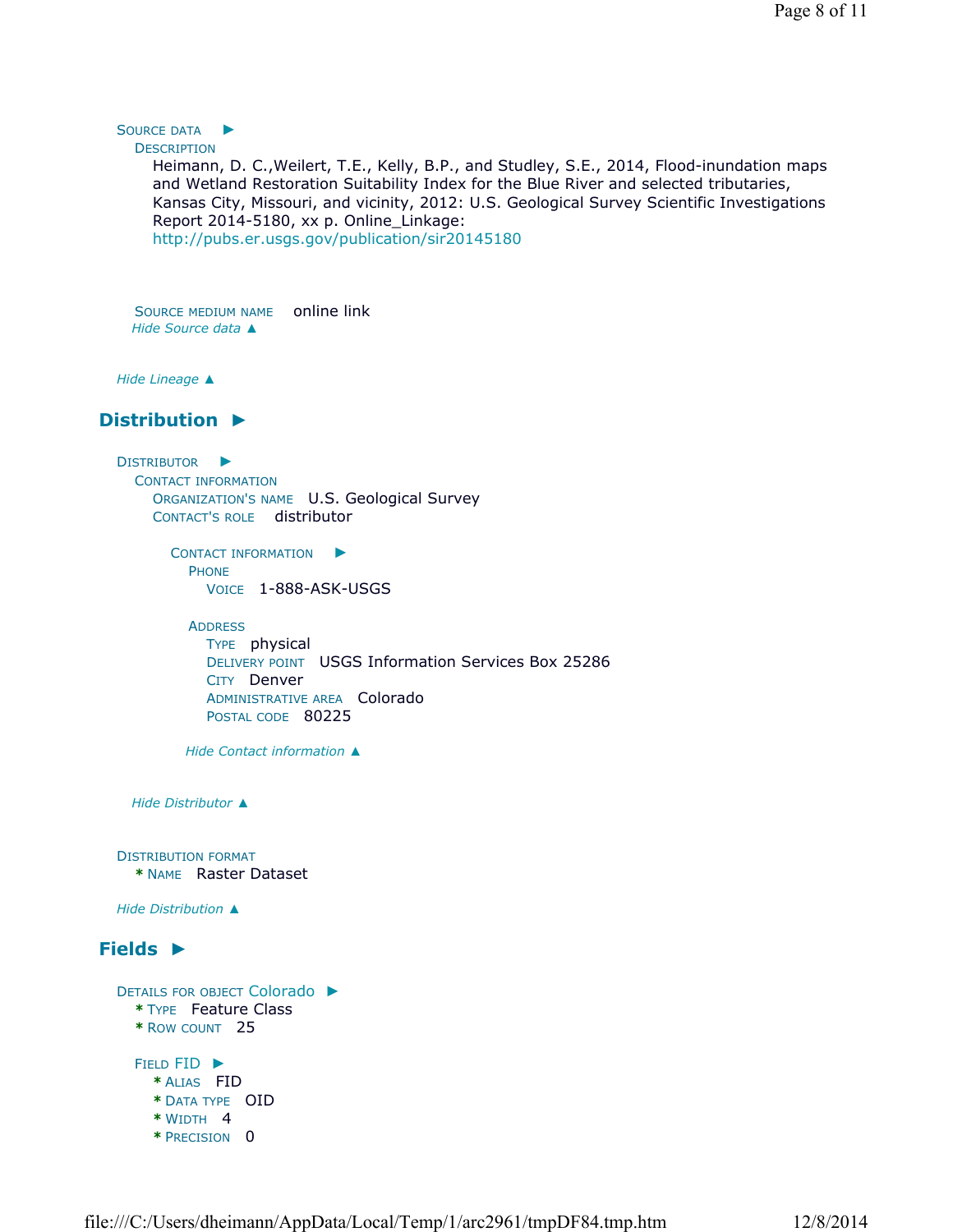SOURCE DATA ►

DESCRIPTION

Heimann, D. C.,Weilert, T.E., Kelly, B.P., and Studley, S.E., 2014, Flood-inundation maps and Wetland Restoration Suitability Index for the Blue River and selected tributaries, Kansas City, Missouri, and vicinity, 2012: U.S. Geological Survey Scientific Investigations Report 2014-5180, xx p. Online_Linkage: http://pubs.er.usgs.gov/publication/sir20145180

SOURCE MEDIUM NAME online link

*Hide Source data ▲*

*Hide Lineage ▲*

## Distribution ►

DISTRIBUTOR ►

CONTACT INFORMATION

ORGANIZATION'S NAME U.S. Geological Survey

CONTACT'S ROLE distributor

CONTACT INFORMATION ►

PHONE

VOICE 1-888-ASK-USGS

ADDRESS

TYPE physical

DELIVERY POINT USGS Information Services Box 25286

CITY Denver

ADMINISTRATIVE AREA Colorado

POSTAL CODE 80225

*Hide Contact information ▲*

*Hide Distributor ▲*

DISTRIBUTION FORMAT

* NAME Raster Dataset

*Hide Distribution ▲*

## Fields ►

DETAILS FOR OBJECT Colorado ►

* TYPE Feature Class
* ROW COUNT 25

FIELD FID ►

* ALIAS FID
* DATA TYPE OID
* WIDTH 4
* PRECISION 0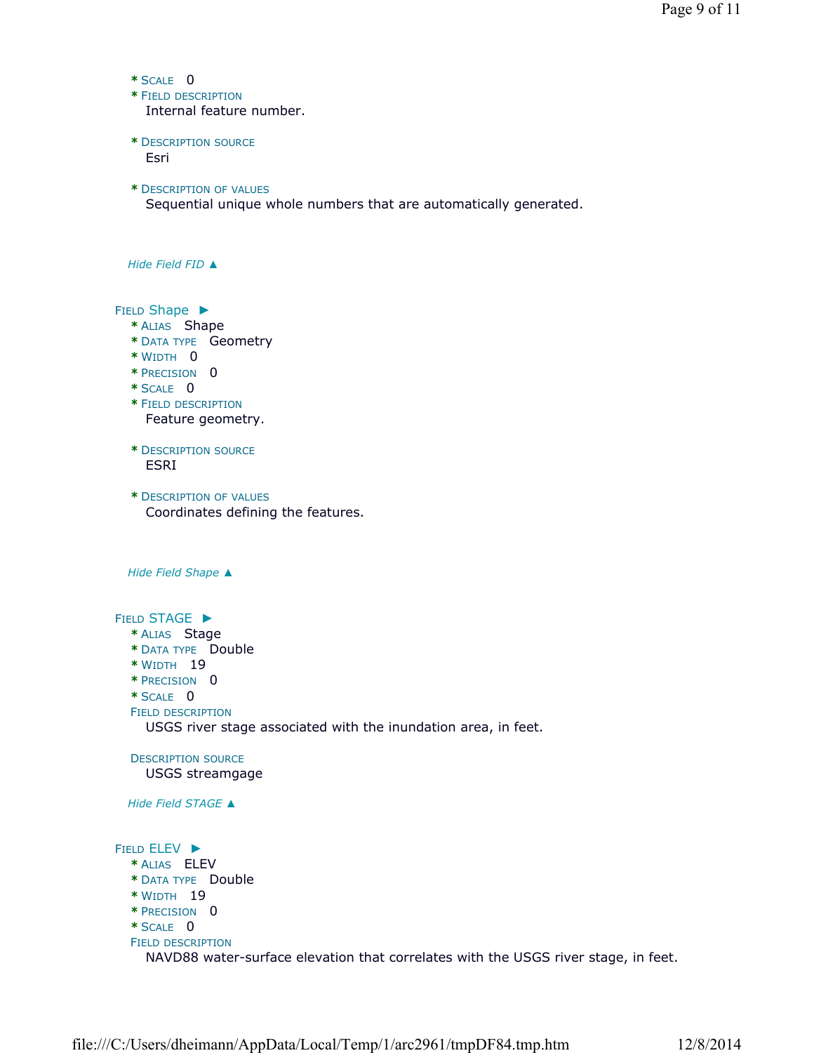* Scale 0
* Field description
  Internal feature number.

* Description source
  Esri

* Description of values
  Sequential unique whole numbers that are automatically generated.

*Hide Field FID ▲*

### Field Shape ►

* Alias Shape
* Data type Geometry
* Width 0
* Precision 0
* Scale 0
* Field description
  Feature geometry.

* Description source
  ESRI

* Description of values
  Coordinates defining the features.

*Hide Field Shape ▲*

### Field STAGE ►

* Alias Stage
* Data type Double
* Width 19
* Precision 0
* Scale 0

Field description
USGS river stage associated with the inundation area, in feet.

Description source
USGS streamgage

*Hide Field STAGE ▲*

### Field ELEV ►

* Alias ELEV
* Data type Double
* Width 19
* Precision 0
* Scale 0

Field description
NAVD88 water-surface elevation that correlates with the USGS river stage, in feet.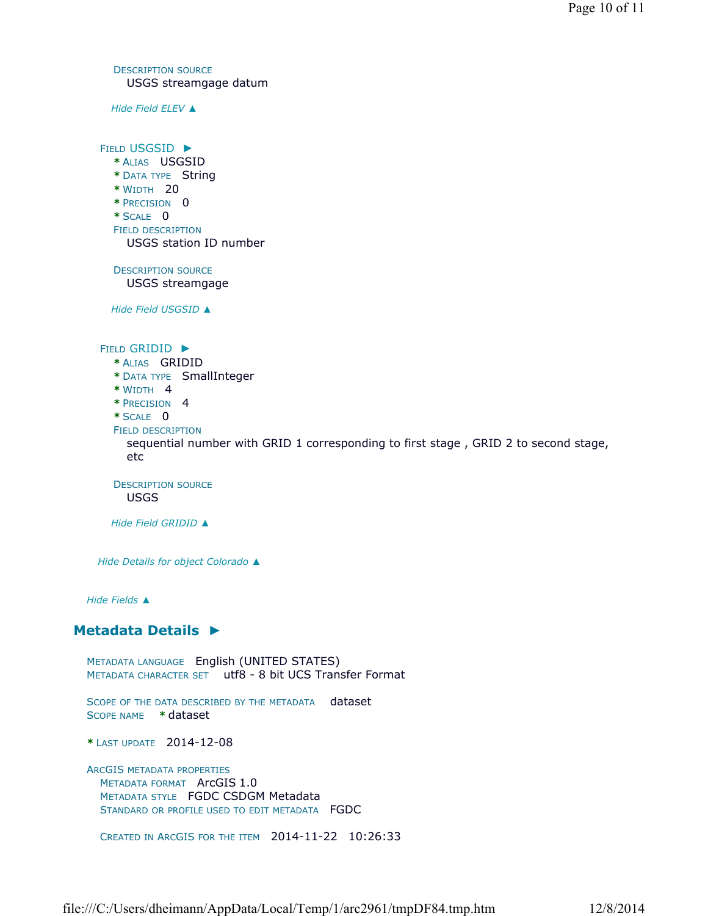DESCRIPTION SOURCE
USGS streamgage datum

*Hide Field ELEV ▲*

FIELD USGSID ►
* ALIAS USGSID
* DATA TYPE String
* WIDTH 20
* PRECISION 0
* SCALE 0

FIELD DESCRIPTION
USGS station ID number

DESCRIPTION SOURCE
USGS streamgage

*Hide Field USGSID ▲*

FIELD GRIDID ►
* ALIAS GRIDID
* DATA TYPE SmallInteger
* WIDTH 4
* PRECISION 4
* SCALE 0

FIELD DESCRIPTION
sequential number with GRID 1 corresponding to first stage , GRID 2 to second stage, etc

DESCRIPTION SOURCE
USGS

*Hide Field GRIDID ▲*

*Hide Details for object Colorado ▲*

*Hide Fields ▲*

## Metadata Details ►

METADATA LANGUAGE English (UNITED STATES)
METADATA CHARACTER SET utf8 - 8 bit UCS Transfer Format

SCOPE OF THE DATA DESCRIBED BY THE METADATA dataset
SCOPE NAME * dataset

* LAST UPDATE 2014-12-08

ARCGIS METADATA PROPERTIES
METADATA FORMAT ArcGIS 1.0
METADATA STYLE FGDC CSDGM Metadata
STANDARD OR PROFILE USED TO EDIT METADATA FGDC

CREATED IN ARCGIS FOR THE ITEM 2014-11-22 10:26:33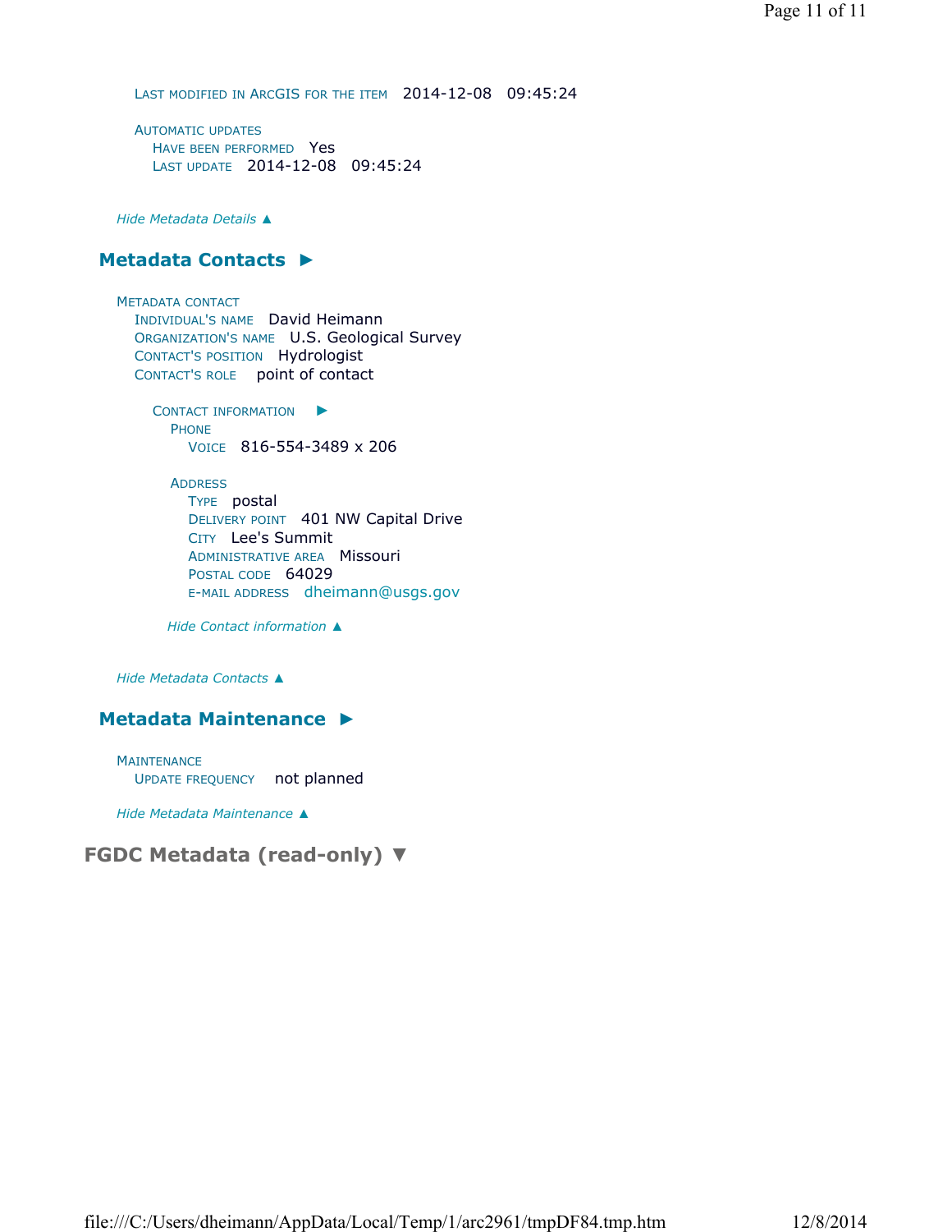LAST MODIFIED IN ARCGIS FOR THE ITEM 2014-12-08 09:45:24

AUTOMATIC UPDATES
HAVE BEEN PERFORMED Yes
LAST UPDATE 2014-12-08 09:45:24

*Hide Metadata Details ▲*

## Metadata Contacts ►

METADATA CONTACT
INDIVIDUAL'S NAME David Heimann
ORGANIZATION'S NAME U.S. Geological Survey
CONTACT'S POSITION Hydrologist
CONTACT'S ROLE point of contact

CONTACT INFORMATION ►
PHONE
VOICE 816-554-3489 x 206

ADDRESS
TYPE postal
DELIVERY POINT 401 NW Capital Drive
CITY Lee's Summit
ADMINISTRATIVE AREA Missouri
POSTAL CODE 64029
E-MAIL ADDRESS dheimann@usgs.gov

*Hide Contact information ▲*

*Hide Metadata Contacts ▲*

## Metadata Maintenance ►

MAINTENANCE
UPDATE FREQUENCY not planned

*Hide Metadata Maintenance ▲*

## FGDC Metadata (read-only) ▼